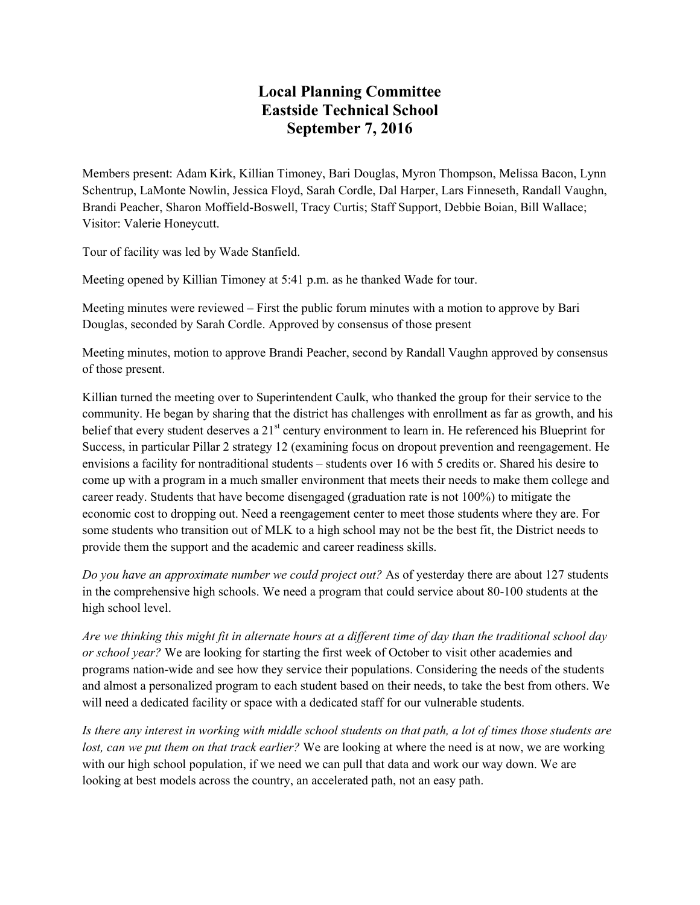# Local Planning Committee
# Eastside Technical School
# September 7, 2016

Members present: Adam Kirk, Killian Timoney, Bari Douglas, Myron Thompson, Melissa Bacon, Lynn Schentrup, LaMonte Nowlin, Jessica Floyd, Sarah Cordle, Dal Harper, Lars Finneseth, Randall Vaughn, Brandi Peacher, Sharon Moffield-Boswell, Tracy Curtis; Staff Support, Debbie Boian, Bill Wallace; Visitor: Valerie Honeycutt.

Tour of facility was led by Wade Stanfield.

Meeting opened by Killian Timoney at 5:41 p.m. as he thanked Wade for tour.

Meeting minutes were reviewed – First the public forum minutes with a motion to approve by Bari Douglas, seconded by Sarah Cordle. Approved by consensus of those present

Meeting minutes, motion to approve Brandi Peacher, second by Randall Vaughn approved by consensus of those present.

Killian turned the meeting over to Superintendent Caulk, who thanked the group for their service to the community. He began by sharing that the district has challenges with enrollment as far as growth, and his belief that every student deserves a 21st century environment to learn in. He referenced his Blueprint for Success, in particular Pillar 2 strategy 12 (examining focus on dropout prevention and reengagement. He envisions a facility for nontraditional students – students over 16 with 5 credits or. Shared his desire to come up with a program in a much smaller environment that meets their needs to make them college and career ready. Students that have become disengaged (graduation rate is not 100%) to mitigate the economic cost to dropping out. Need a reengagement center to meet those students where they are. For some students who transition out of MLK to a high school may not be the best fit, the District needs to provide them the support and the academic and career readiness skills.

*Do you have an approximate number we could project out?* As of yesterday there are about 127 students in the comprehensive high schools. We need a program that could service about 80-100 students at the high school level.

*Are we thinking this might fit in alternate hours at a different time of day than the traditional school day or school year?* We are looking for starting the first week of October to visit other academies and programs nation-wide and see how they service their populations. Considering the needs of the students and almost a personalized program to each student based on their needs, to take the best from others. We will need a dedicated facility or space with a dedicated staff for our vulnerable students.

*Is there any interest in working with middle school students on that path, a lot of times those students are lost, can we put them on that track earlier?* We are looking at where the need is at now, we are working with our high school population, if we need we can pull that data and work our way down. We are looking at best models across the country, an accelerated path, not an easy path.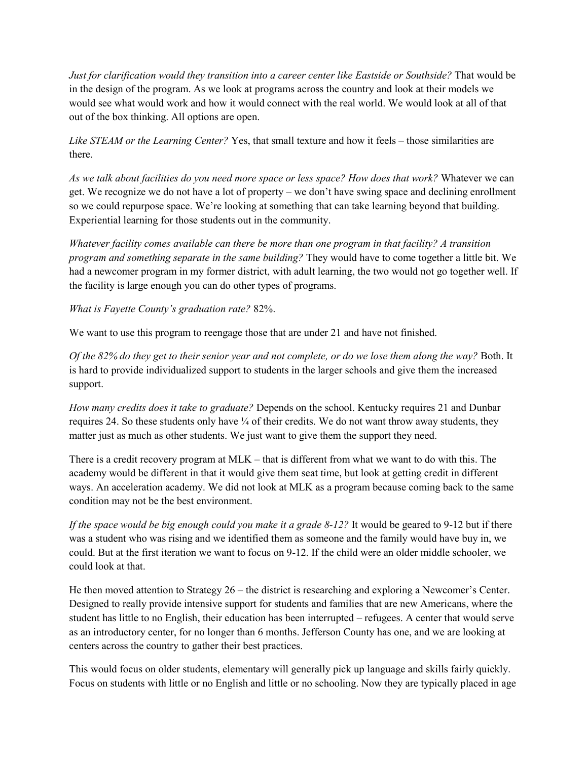*Just for clarification would they transition into a career center like Eastside or Southside?* That would be in the design of the program. As we look at programs across the country and look at their models we would see what would work and how it would connect with the real world. We would look at all of that out of the box thinking. All options are open.

*Like STEAM or the Learning Center?* Yes, that small texture and how it feels – those similarities are there.

*As we talk about facilities do you need more space or less space? How does that work?* Whatever we can get. We recognize we do not have a lot of property – we don't have swing space and declining enrollment so we could repurpose space. We're looking at something that can take learning beyond that building. Experiential learning for those students out in the community.

*Whatever facility comes available can there be more than one program in that facility? A transition program and something separate in the same building?* They would have to come together a little bit. We had a newcomer program in my former district, with adult learning, the two would not go together well. If the facility is large enough you can do other types of programs.

*What is Fayette County's graduation rate?* 82%.

We want to use this program to reengage those that are under 21 and have not finished.

*Of the 82% do they get to their senior year and not complete, or do we lose them along the way?* Both. It is hard to provide individualized support to students in the larger schools and give them the increased support.

*How many credits does it take to graduate?* Depends on the school. Kentucky requires 21 and Dunbar requires 24. So these students only have ¼ of their credits. We do not want throw away students, they matter just as much as other students. We just want to give them the support they need.

There is a credit recovery program at MLK – that is different from what we want to do with this. The academy would be different in that it would give them seat time, but look at getting credit in different ways. An acceleration academy. We did not look at MLK as a program because coming back to the same condition may not be the best environment.

*If the space would be big enough could you make it a grade 8-12?* It would be geared to 9-12 but if there was a student who was rising and we identified them as someone and the family would have buy in, we could. But at the first iteration we want to focus on 9-12. If the child were an older middle schooler, we could look at that.

He then moved attention to Strategy 26 – the district is researching and exploring a Newcomer's Center. Designed to really provide intensive support for students and families that are new Americans, where the student has little to no English, their education has been interrupted – refugees. A center that would serve as an introductory center, for no longer than 6 months. Jefferson County has one, and we are looking at centers across the country to gather their best practices.

This would focus on older students, elementary will generally pick up language and skills fairly quickly. Focus on students with little or no English and little or no schooling. Now they are typically placed in age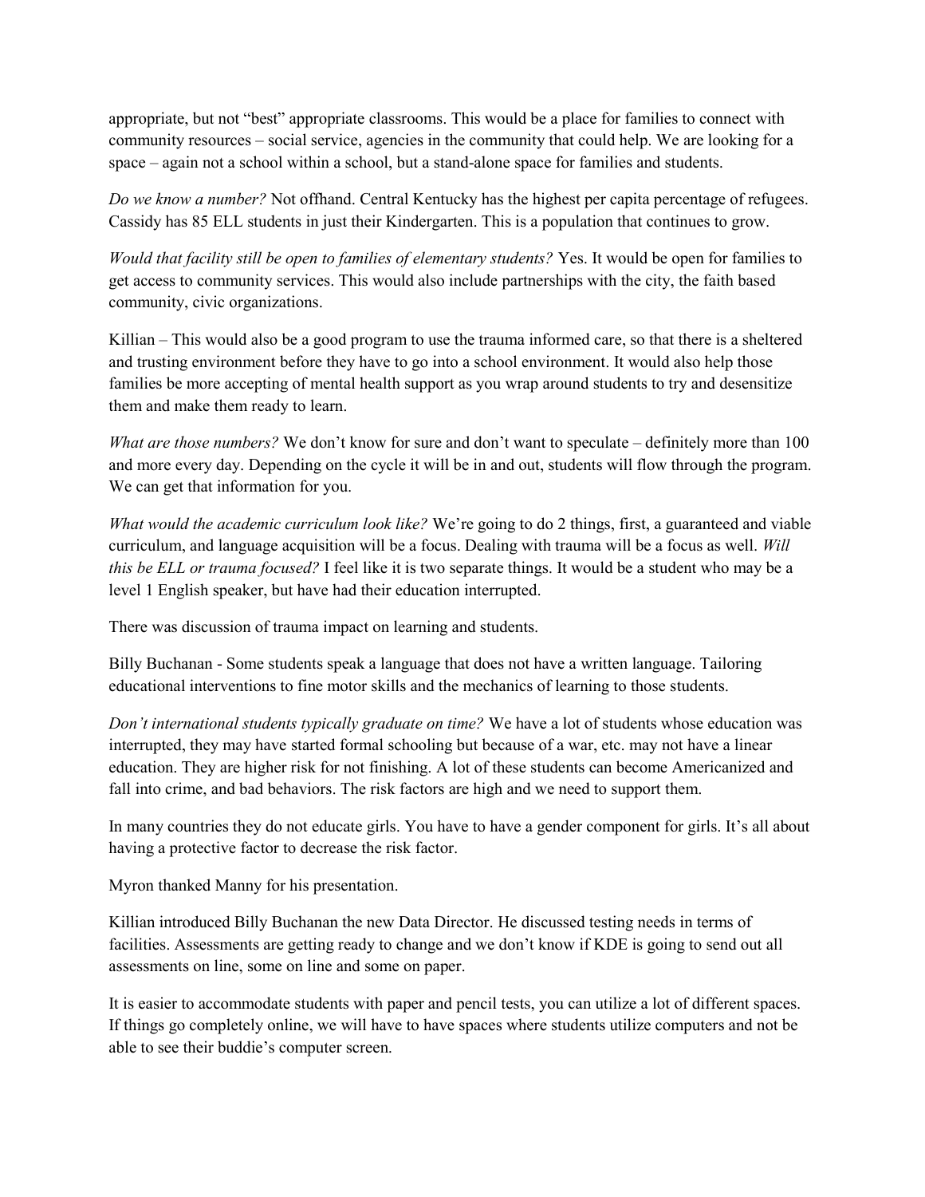appropriate, but not "best" appropriate classrooms. This would be a place for families to connect with community resources – social service, agencies in the community that could help. We are looking for a space – again not a school within a school, but a stand-alone space for families and students.

*Do we know a number?* Not offhand. Central Kentucky has the highest per capita percentage of refugees. Cassidy has 85 ELL students in just their Kindergarten. This is a population that continues to grow.

*Would that facility still be open to families of elementary students?* Yes. It would be open for families to get access to community services. This would also include partnerships with the city, the faith based community, civic organizations.

Killian – This would also be a good program to use the trauma informed care, so that there is a sheltered and trusting environment before they have to go into a school environment. It would also help those families be more accepting of mental health support as you wrap around students to try and desensitize them and make them ready to learn.

*What are those numbers?* We don't know for sure and don't want to speculate – definitely more than 100 and more every day. Depending on the cycle it will be in and out, students will flow through the program. We can get that information for you.

*What would the academic curriculum look like?* We're going to do 2 things, first, a guaranteed and viable curriculum, and language acquisition will be a focus. Dealing with trauma will be a focus as well. *Will this be ELL or trauma focused?* I feel like it is two separate things. It would be a student who may be a level 1 English speaker, but have had their education interrupted.

There was discussion of trauma impact on learning and students.

Billy Buchanan - Some students speak a language that does not have a written language. Tailoring educational interventions to fine motor skills and the mechanics of learning to those students.

*Don't international students typically graduate on time?* We have a lot of students whose education was interrupted, they may have started formal schooling but because of a war, etc. may not have a linear education. They are higher risk for not finishing. A lot of these students can become Americanized and fall into crime, and bad behaviors. The risk factors are high and we need to support them.

In many countries they do not educate girls. You have to have a gender component for girls. It's all about having a protective factor to decrease the risk factor.

Myron thanked Manny for his presentation.

Killian introduced Billy Buchanan the new Data Director. He discussed testing needs in terms of facilities. Assessments are getting ready to change and we don't know if KDE is going to send out all assessments on line, some on line and some on paper.

It is easier to accommodate students with paper and pencil tests, you can utilize a lot of different spaces. If things go completely online, we will have to have spaces where students utilize computers and not be able to see their buddie's computer screen.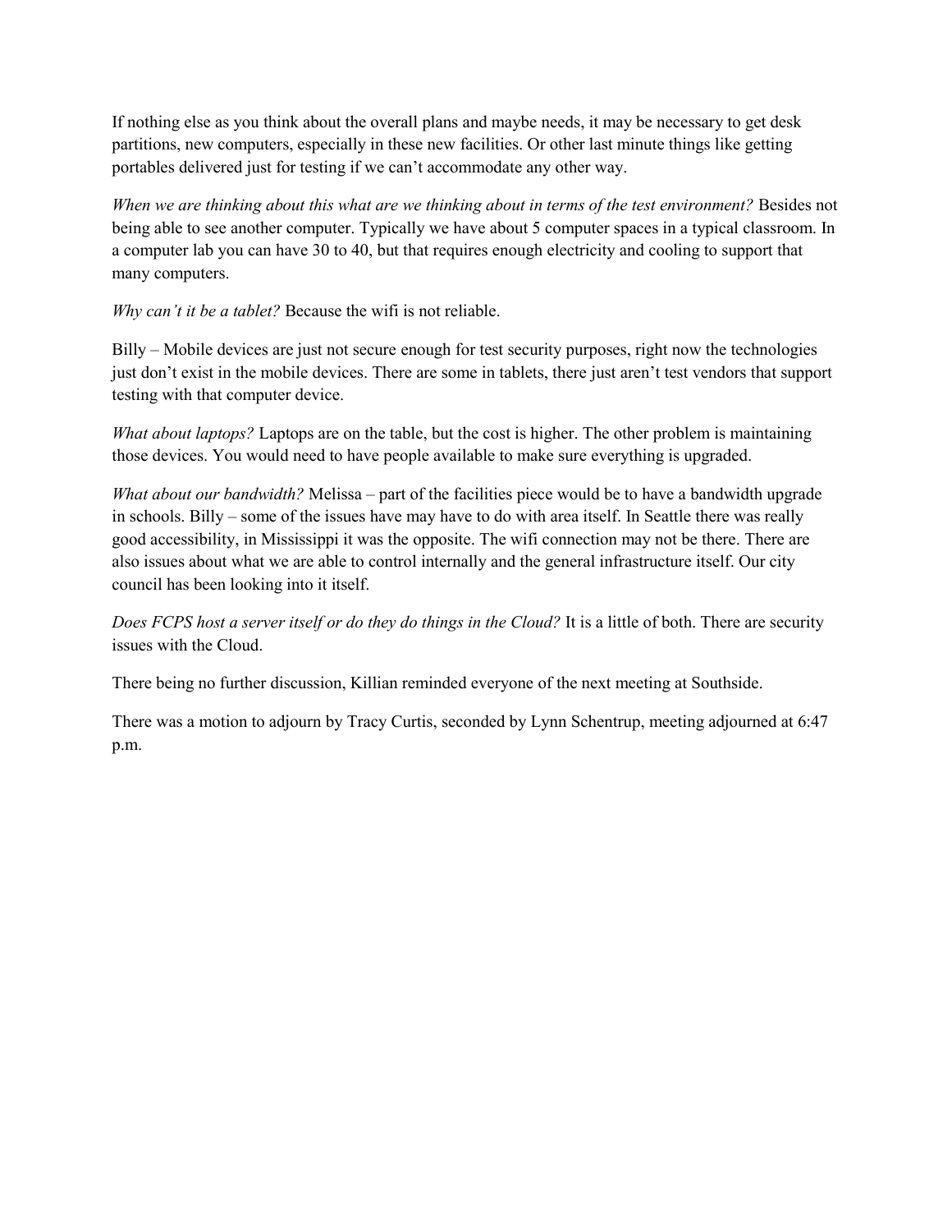If nothing else as you think about the overall plans and maybe needs, it may be necessary to get desk partitions, new computers, especially in these new facilities. Or other last minute things like getting portables delivered just for testing if we can't accommodate any other way.

*When we are thinking about this what are we thinking about in terms of the test environment?* Besides not being able to see another computer. Typically we have about 5 computer spaces in a typical classroom. In a computer lab you can have 30 to 40, but that requires enough electricity and cooling to support that many computers.

*Why can't it be a tablet?* Because the wifi is not reliable.

Billy – Mobile devices are just not secure enough for test security purposes, right now the technologies just don't exist in the mobile devices. There are some in tablets, there just aren't test vendors that support testing with that computer device.

*What about laptops?* Laptops are on the table, but the cost is higher. The other problem is maintaining those devices. You would need to have people available to make sure everything is upgraded.

*What about our bandwidth?* Melissa – part of the facilities piece would be to have a bandwidth upgrade in schools. Billy – some of the issues have may have to do with area itself. In Seattle there was really good accessibility, in Mississippi it was the opposite. The wifi connection may not be there. There are also issues about what we are able to control internally and the general infrastructure itself. Our city council has been looking into it itself.

*Does FCPS host a server itself or do they do things in the Cloud?* It is a little of both. There are security issues with the Cloud.

There being no further discussion, Killian reminded everyone of the next meeting at Southside.

There was a motion to adjourn by Tracy Curtis, seconded by Lynn Schentrup, meeting adjourned at 6:47 p.m.